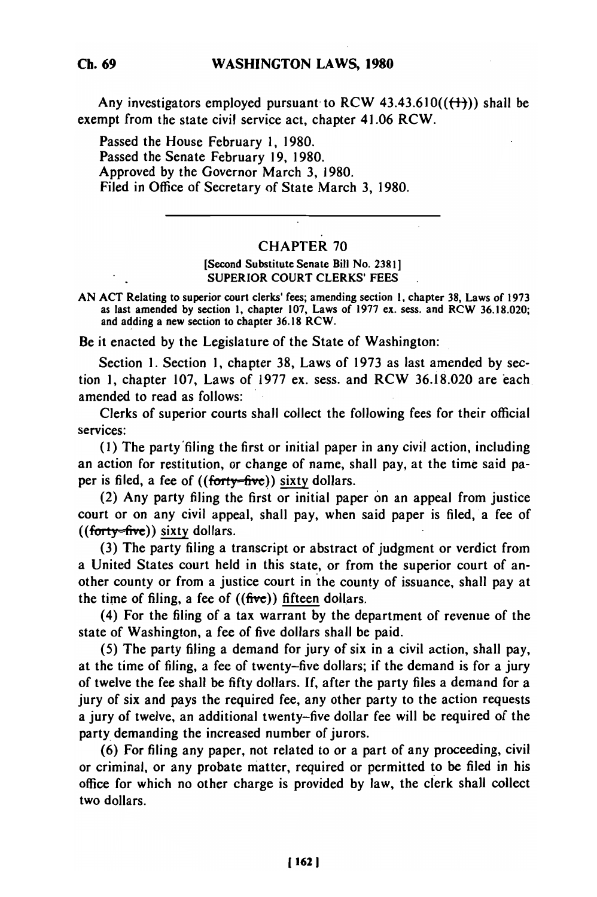Any investigators employed pursuant to RCW 43.43.610((~~(1)~~)) shall be exempt from the state civil service act, chapter 41.06 RCW.

Passed the House February 1, 1980.
Passed the Senate February 19, 1980.
Approved by the Governor March 3, 1980.
Filed in Office of Secretary of State March 3, 1980.

---

## CHAPTER 70

[Second Substitute Senate Bill No. 2381]
SUPERIOR COURT CLERKS' FEES

AN ACT Relating to superior court clerks' fees; amending section 1, chapter 38, Laws of 1973 as last amended by section 1, chapter 107, Laws of 1977 ex. sess. and RCW 36.18.020; and adding a new section to chapter 36.18 RCW.

Be it enacted by the Legislature of the State of Washington:

Section 1. Section 1, chapter 38, Laws of 1973 as last amended by section 1, chapter 107, Laws of 1977 ex. sess. and RCW 36.18.020 are each amended to read as follows:

Clerks of superior courts shall collect the following fees for their official services:

(1) The party filing the first or initial paper in any civil action, including an action for restitution, or change of name, shall pay, at the time said paper is filed, a fee of ((~~forty-five~~)) <u>sixty</u> dollars.

(2) Any party filing the first or initial paper on an appeal from justice court or on any civil appeal, shall pay, when said paper is filed, a fee of ((~~forty-five~~)) <u>sixty</u> dollars.

(3) The party filing a transcript or abstract of judgment or verdict from a United States court held in this state, or from the superior court of another county or from a justice court in the county of issuance, shall pay at the time of filing, a fee of ((~~five~~)) <u>fifteen</u> dollars.

(4) For the filing of a tax warrant by the department of revenue of the state of Washington, a fee of five dollars shall be paid.

(5) The party filing a demand for jury of six in a civil action, shall pay, at the time of filing, a fee of twenty-five dollars; if the demand is for a jury of twelve the fee shall be fifty dollars. If, after the party files a demand for a jury of six and pays the required fee, any other party to the action requests a jury of twelve, an additional twenty-five dollar fee will be required of the party demanding the increased number of jurors.

(6) For filing any paper, not related to or a part of any proceeding, civil or criminal, or any probate matter, required or permitted to be filed in his office for which no other charge is provided by law, the clerk shall collect two dollars.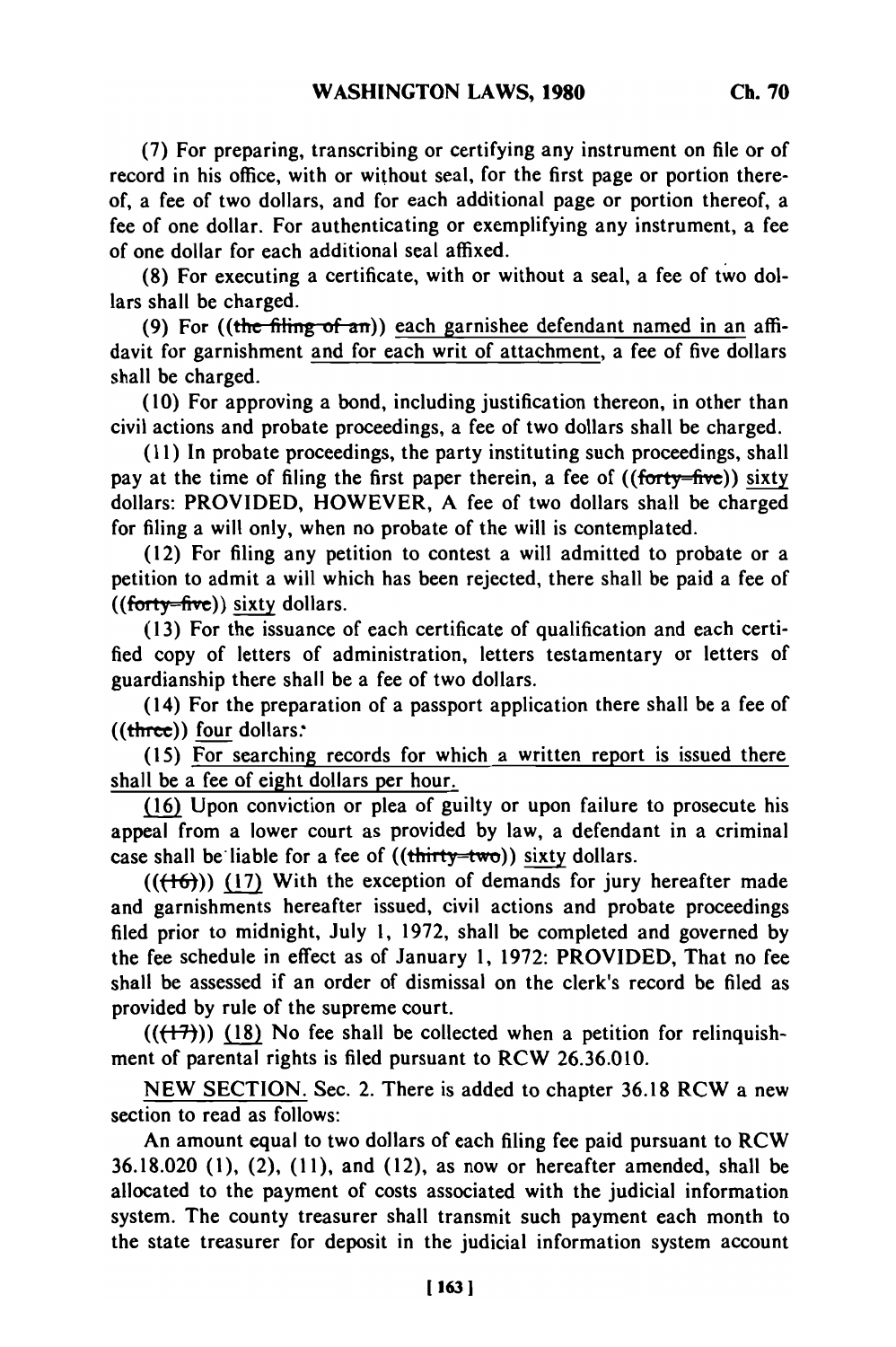(7) For preparing, transcribing or certifying any instrument on file or of record in his office, with or without seal, for the first page or portion thereof, a fee of two dollars, and for each additional page or portion thereof, a fee of one dollar. For authenticating or exemplifying any instrument, a fee of one dollar for each additional seal affixed.

(8) For executing a certificate, with or without a seal, a fee of two dollars shall be charged.

(9) For ((~~the filing of an~~)) each garnishee defendant named in an affidavit for garnishment and for each writ of attachment, a fee of five dollars shall be charged.

(10) For approving a bond, including justification thereon, in other than civil actions and probate proceedings, a fee of two dollars shall be charged.

(11) In probate proceedings, the party instituting such proceedings, shall pay at the time of filing the first paper therein, a fee of ((~~forty-five~~)) sixty dollars: PROVIDED, HOWEVER, A fee of two dollars shall be charged for filing a will only, when no probate of the will is contemplated.

(12) For filing any petition to contest a will admitted to probate or a petition to admit a will which has been rejected, there shall be paid a fee of ((~~forty-five~~)) sixty dollars.

(13) For the issuance of each certificate of qualification and each certified copy of letters of administration, letters testamentary or letters of guardianship there shall be a fee of two dollars.

(14) For the preparation of a passport application there shall be a fee of ((~~three~~)) four dollars.

(15) For searching records for which a written report is issued there shall be a fee of eight dollars per hour.

(16) Upon conviction or plea of guilty or upon failure to prosecute his appeal from a lower court as provided by law, a defendant in a criminal case shall be liable for a fee of ((~~thirty-two~~)) sixty dollars.

((~~(16)~~)) (17) With the exception of demands for jury hereafter made and garnishments hereafter issued, civil actions and probate proceedings filed prior to midnight, July 1, 1972, shall be completed and governed by the fee schedule in effect as of January 1, 1972: PROVIDED, That no fee shall be assessed if an order of dismissal on the clerk's record be filed as provided by rule of the supreme court.

((~~(17)~~)) (18) No fee shall be collected when a petition for relinquishment of parental rights is filed pursuant to RCW 26.36.010.

NEW SECTION. Sec. 2. There is added to chapter 36.18 RCW a new section to read as follows:

An amount equal to two dollars of each filing fee paid pursuant to RCW 36.18.020 (1), (2), (11), and (12), as now or hereafter amended, shall be allocated to the payment of costs associated with the judicial information system. The county treasurer shall transmit such payment each month to the state treasurer for deposit in the judicial information system account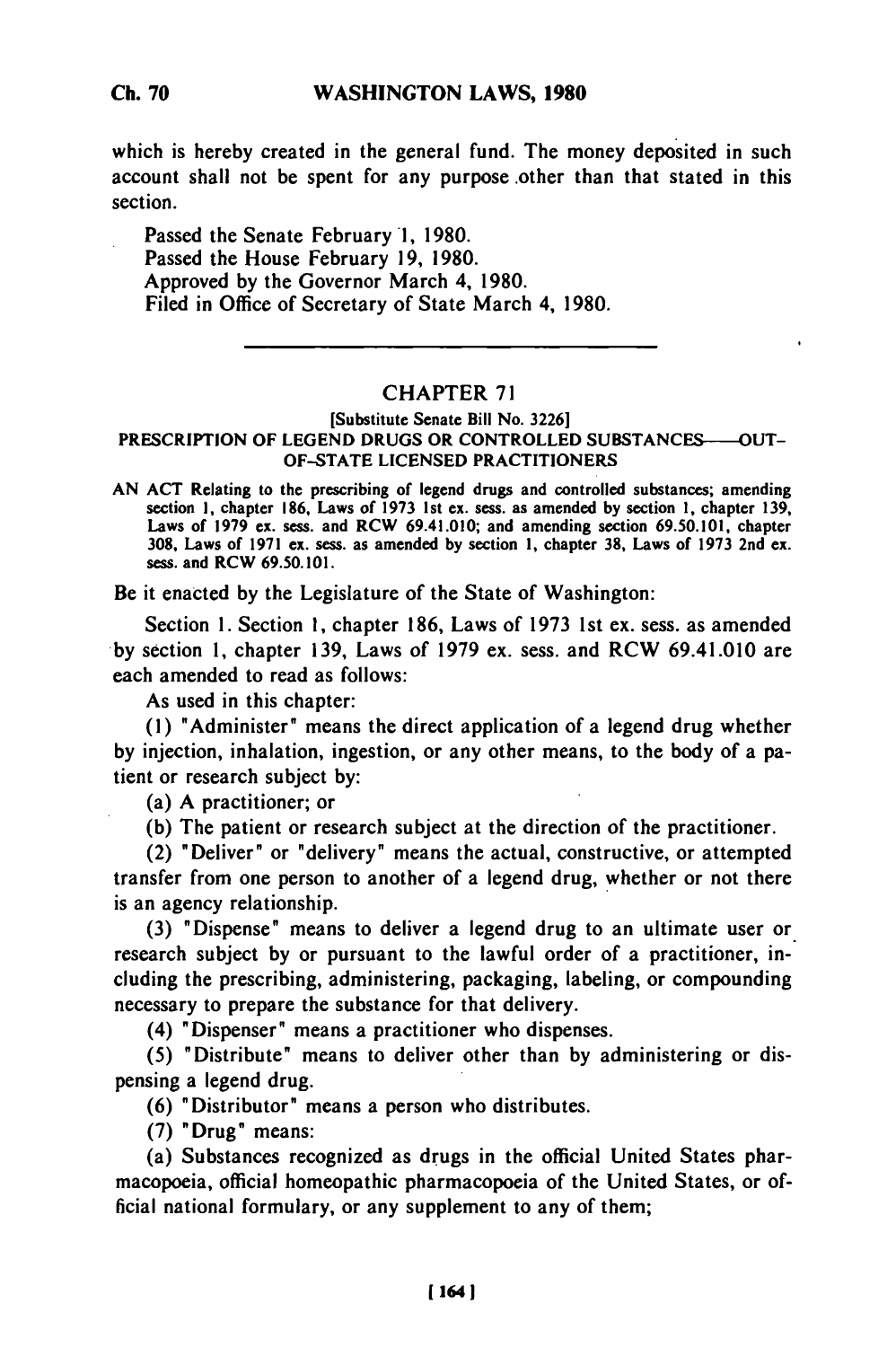which is hereby created in the general fund. The money deposited in such account shall not be spent for any purpose other than that stated in this section.

Passed the Senate February 1, 1980.
Passed the House February 19, 1980.
Approved by the Governor March 4, 1980.
Filed in Office of Secretary of State March 4, 1980.

---

## CHAPTER 71

[Substitute Senate Bill No. 3226]

### PRESCRIPTION OF LEGEND DRUGS OR CONTROLLED SUBSTANCES——OUT-OF-STATE LICENSED PRACTITIONERS

AN ACT Relating to the prescribing of legend drugs and controlled substances; amending section 1, chapter 186, Laws of 1973 1st ex. sess. as amended by section 1, chapter 139, Laws of 1979 ex. sess. and RCW 69.41.010; and amending section 69.50.101, chapter 308, Laws of 1971 ex. sess. as amended by section 1, chapter 38, Laws of 1973 2nd ex. sess. and RCW 69.50.101.

Be it enacted by the Legislature of the State of Washington:

Section 1. Section 1, chapter 186, Laws of 1973 1st ex. sess. as amended by section 1, chapter 139, Laws of 1979 ex. sess. and RCW 69.41.010 are each amended to read as follows:

As used in this chapter:

(1) "Administer" means the direct application of a legend drug whether by injection, inhalation, ingestion, or any other means, to the body of a patient or research subject by:

(a) A practitioner; or

(b) The patient or research subject at the direction of the practitioner.

(2) "Deliver" or "delivery" means the actual, constructive, or attempted transfer from one person to another of a legend drug, whether or not there is an agency relationship.

(3) "Dispense" means to deliver a legend drug to an ultimate user or research subject by or pursuant to the lawful order of a practitioner, including the prescribing, administering, packaging, labeling, or compounding necessary to prepare the substance for that delivery.

(4) "Dispenser" means a practitioner who dispenses.

(5) "Distribute" means to deliver other than by administering or dispensing a legend drug.

(6) "Distributor" means a person who distributes.

(7) "Drug" means:

(a) Substances recognized as drugs in the official United States pharmacopoeia, official homeopathic pharmacopoeia of the United States, or official national formulary, or any supplement to any of them;